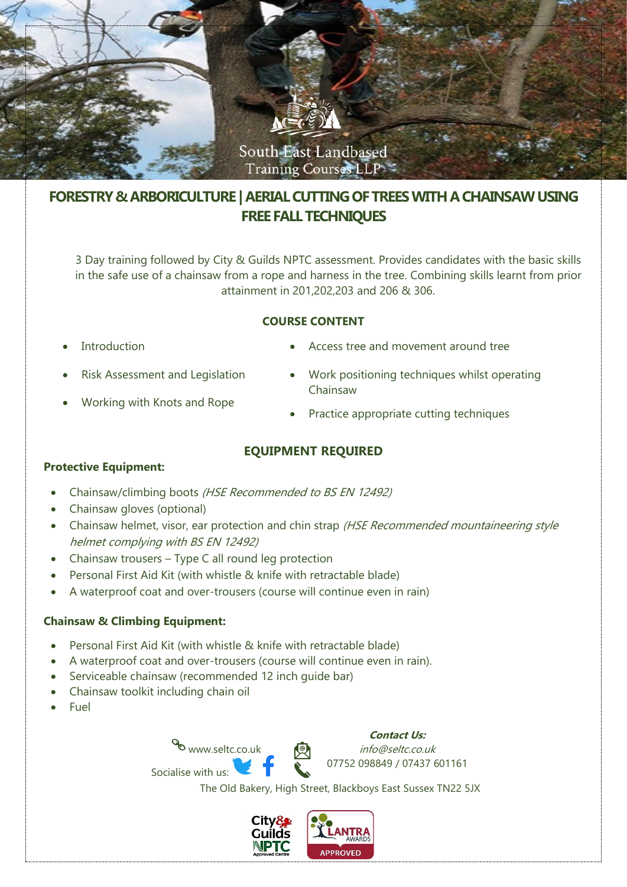South East Landbased Training Courses LLP

# FORESTRY & ARBORICULTURE | AERIAL CUTTING OF TREES WITH A CHAINSAW USING FREE FALL TECHNIQUES

3 Day training followed by City & Guilds NPTC assessment. Provides candidates with the basic skills in the safe use of a chainsaw from a rope and harness in the tree. Combining skills learnt from prior attainment in 201,202,203 and 206 & 306.

## COURSE CONTENT

- Introduction
- Risk Assessment and Legislation
- Working with Knots and Rope
- Access tree and movement around tree
- Work positioning techniques whilst operating Chainsaw
- Practice appropriate cutting techniques

## EQUIPMENT REQUIRED

**Protective Equipment:**

- Chainsaw/climbing boots *(HSE Recommended to BS EN 12492)*
- Chainsaw gloves (optional)
- Chainsaw helmet, visor, ear protection and chin strap *(HSE Recommended mountaineering style helmet complying with BS EN 12492)*
- Chainsaw trousers – Type C all round leg protection
- Personal First Aid Kit (with whistle & knife with retractable blade)
- A waterproof coat and over-trousers (course will continue even in rain)

**Chainsaw & Climbing Equipment:**

- Personal First Aid Kit (with whistle & knife with retractable blade)
- A waterproof coat and over-trousers (course will continue even in rain).
- Serviceable chainsaw (recommended 12 inch guide bar)
- Chainsaw toolkit including chain oil
- Fuel

www.seltc.co.uk

Socialise with us:

***Contact Us:***
*info@seltc.co.uk*
07752 098849 / 07437 601161

The Old Bakery, High Street, Blackboys East Sussex TN22 5JX

City & Guilds NPTC Approved Centre — LANTRA AWARDS APPROVED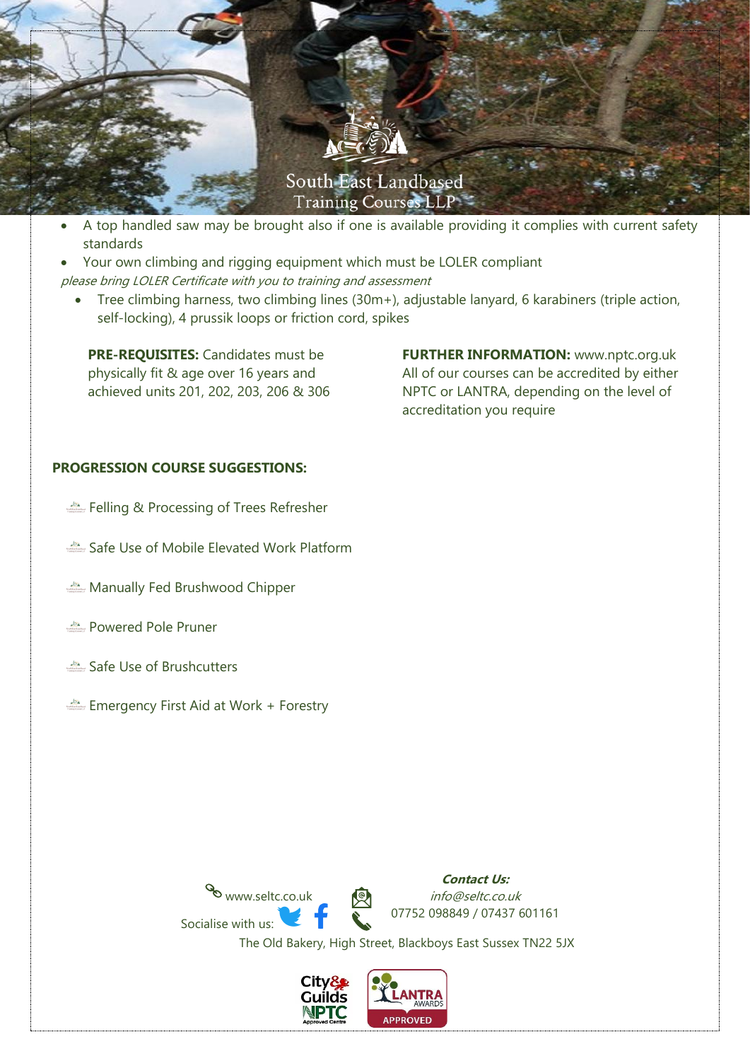- A top handled saw may be brought also if one is available providing it complies with current safety standards
- Your own climbing and rigging equipment which must be LOLER compliant

*please bring LOLER Certificate with you to training and assessment*

- Tree climbing harness, two climbing lines (30m+), adjustable lanyard, 6 karabiners (triple action, self-locking), 4 prussik loops or friction cord, spikes

**PRE-REQUISITES:** Candidates must be physically fit & age over 16 years and achieved units 201, 202, 203, 206 & 306

**FURTHER INFORMATION:** www.nptc.org.uk
All of our courses can be accredited by either NPTC or LANTRA, depending on the level of accreditation you require

**PROGRESSION COURSE SUGGESTIONS:**

- Felling & Processing of Trees Refresher
- Safe Use of Mobile Elevated Work Platform
- Manually Fed Brushwood Chipper
- Powered Pole Pruner
- Safe Use of Brushcutters
- Emergency First Aid at Work + Forestry

www.seltc.co.uk

Socialise with us:

***Contact Us:***
*info@seltc.co.uk*
07752 098849 / 07437 601161

The Old Bakery, High Street, Blackboys East Sussex TN22 5JX